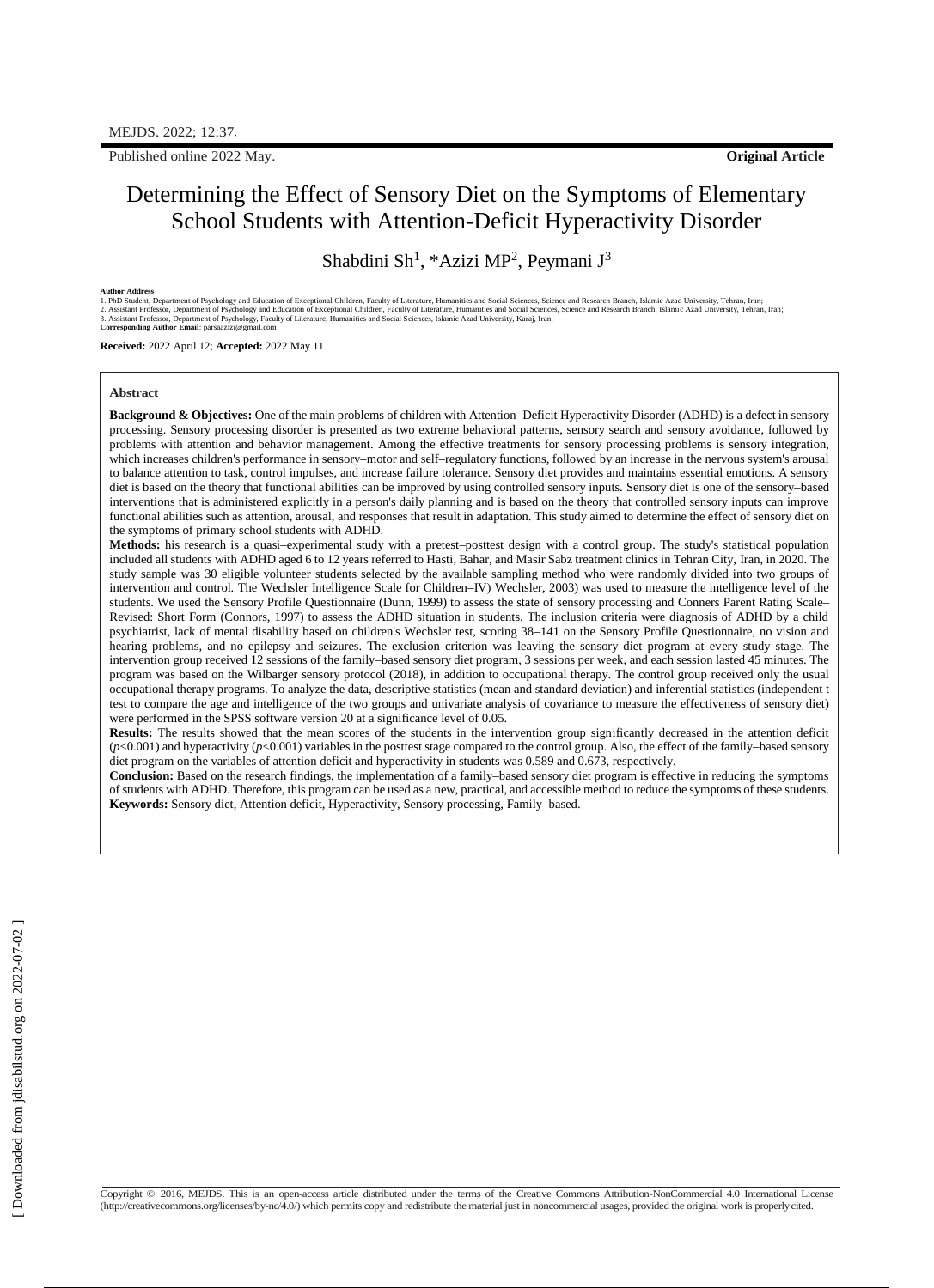Published online 2022 May.

**Original Article**

# Determining the Effect of Sensory Diet on the Symptoms of Elementary School Students with Attention-Deficit Hyperactivity Disorder

Shabdini Sh[1], *Azizi MP[2], Peymani J[3]

**Author Address**
1. PhD Student, Department of Psychology and Education of Exceptional Children, Faculty of Literature, Humanities and Social Sciences, Science and Research Branch, Islamic Azad University, Tehran, Iran;
2. Assistant Professor, Department of Psychology and Education of Exceptional Children, Faculty of Literature, Humanities and Social Sciences, Science and Research Branch, Islamic Azad University, Tehran, Iran;
3. Assistant Professor, Department of Psychology, Faculty of Literature, Humanities and Social Sciences, Islamic Azad University, Karaj, Iran.
**Corresponding Author Email**: parsaazizi@gmail.com

**Received:** 2022 April 12; **Accepted:** 2022 May 11

## Abstract

**Background & Objectives:** One of the main problems of children with Attention–Deficit Hyperactivity Disorder (ADHD) is a defect in sensory processing. Sensory processing disorder is presented as two extreme behavioral patterns, sensory search and sensory avoidance, followed by problems with attention and behavior management. Among the effective treatments for sensory processing problems is sensory integration, which increases children's performance in sensory–motor and self–regulatory functions, followed by an increase in the nervous system's arousal to balance attention to task, control impulses, and increase failure tolerance. Sensory diet provides and maintains essential emotions. A sensory diet is based on the theory that functional abilities can be improved by using controlled sensory inputs. Sensory diet is one of the sensory–based interventions that is administered explicitly in a person's daily planning and is based on the theory that controlled sensory inputs can improve functional abilities such as attention, arousal, and responses that result in adaptation. This study aimed to determine the effect of sensory diet on the symptoms of primary school students with ADHD.

**Methods:** his research is a quasi–experimental study with a pretest–posttest design with a control group. The study's statistical population included all students with ADHD aged 6 to 12 years referred to Hasti, Bahar, and Masir Sabz treatment clinics in Tehran City, Iran, in 2020. The study sample was 30 eligible volunteer students selected by the available sampling method who were randomly divided into two groups of intervention and control. The Wechsler Intelligence Scale for Children–IV) Wechsler, 2003) was used to measure the intelligence level of the students. We used the Sensory Profile Questionnaire (Dunn, 1999) to assess the state of sensory processing and Conners Parent Rating Scale–Revised: Short Form (Connors, 1997) to assess the ADHD situation in students. The inclusion criteria were diagnosis of ADHD by a child psychiatrist, lack of mental disability based on children's Wechsler test, scoring 38–141 on the Sensory Profile Questionnaire, no vision and hearing problems, and no epilepsy and seizures. The exclusion criterion was leaving the sensory diet program at every study stage. The intervention group received 12 sessions of the family–based sensory diet program, 3 sessions per week, and each session lasted 45 minutes. The program was based on the Wilbarger sensory protocol (2018), in addition to occupational therapy. The control group received only the usual occupational therapy programs. To analyze the data, descriptive statistics (mean and standard deviation) and inferential statistics (independent t test to compare the age and intelligence of the two groups and univariate analysis of covariance to measure the effectiveness of sensory diet) were performed in the SPSS software version 20 at a significance level of 0.05.

**Results:** The results showed that the mean scores of the students in the intervention group significantly decreased in the attention deficit ($p<0.001$) and hyperactivity ($p<0.001$) variables in the posttest stage compared to the control group. Also, the effect of the family–based sensory diet program on the variables of attention deficit and hyperactivity in students was 0.589 and 0.673, respectively.

**Conclusion:** Based on the research findings, the implementation of a family–based sensory diet program is effective in reducing the symptoms of students with ADHD. Therefore, this program can be used as a new, practical, and accessible method to reduce the symptoms of these students.

**Keywords:** Sensory diet, Attention deficit, Hyperactivity, Sensory processing, Family–based.

Copyright © 2016, MEJDS. This is an open-access article distributed under the terms of the Creative Commons Attribution-NonCommercial 4.0 International License (http://creativecommons.org/licenses/by-nc/4.0/) which permits copy and redistribute the material just in noncommercial usages, provided the original work is properly cited.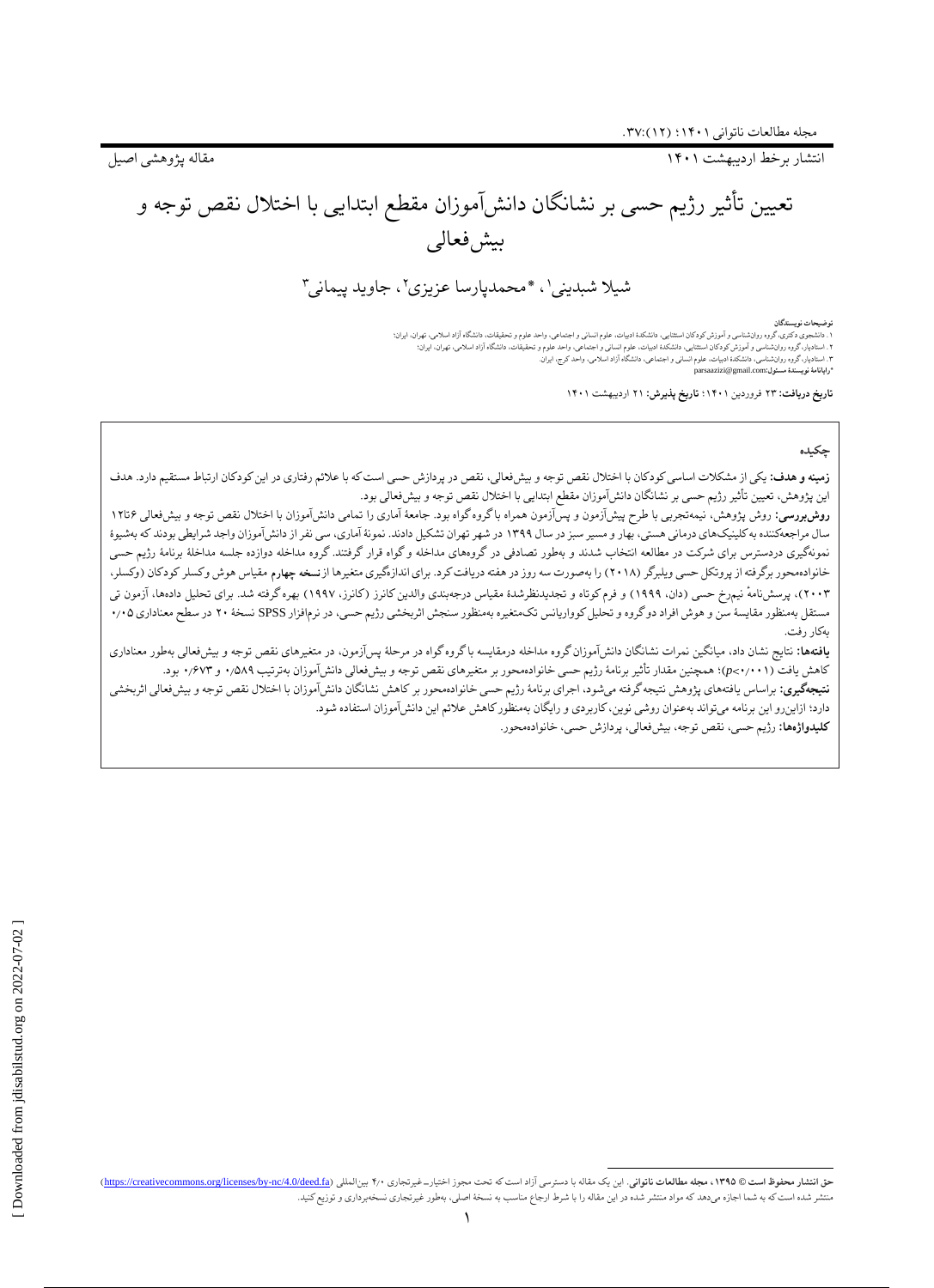مقاله پژوهشی اصیل

انتشار برخط اردیبهشت ۱۴۰۱

# تعیین تأثیر رژیم حسی بر نشانگان دانش‌آموزان مقطع ابتدایی با اختلال نقص توجه و بیش‌فعالی

شیلا شبدینی[۱]، *محمدپارسا عزیزی[۲]، جاوید پیمانی[۳]

**توضیحات نویسندگان**

۱. دانشجوی دکتری، گروه روان‌شناسی و آموزش کودکان استثنایی، دانشکدهٔ ادبیات، علوم انسانی و اجتماعی، واحد علوم و تحقیقات، دانشگاه آزاد اسلامی، تهران، ایران؛

۲. استادیار، گروه روان‌شناسی و آموزش کودکان استثنایی، دانشکدهٔ ادبیات، علوم انسانی و اجتماعی، واحد علوم و تحقیقات، دانشگاه آزاد اسلامی، تهران، ایران؛

۳. استادیار، گروه روان‌شناسی، دانشکدهٔ ادبیات، علوم انسانی و اجتماعی، دانشگاه آزاد اسلامی، واحد کرج، ایران.

*رایانامهٔ نویسندهٔ مسئول: parsaazizi@gmail.com

**تاریخ دریافت:** ۲۳ فروردین ۱۴۰۱؛ **تاریخ پذیرش:** ۲۱ اردیبهشت ۱۴۰۱

## چکیده

**زمینه و هدف:** یکی از مشکلات اساسی کودکان با اختلال نقص توجه و بیش‌فعالی، نقص در پردازش حسی است که با علائم رفتاری در این کودکان ارتباط مستقیم دارد. هدف این پژوهش، تعیین تأثیر رژیم حسی بر نشانگان دانش‌آموزان مقطع ابتدایی با اختلال نقص توجه و بیش‌فعالی بود.

**روش‌بررسی:** روش پژوهش، نیمه‌تجربی با طرح پیش‌آزمون و پس‌آزمون همراه با گروه گواه بود. جامعهٔ آماری را تمامی دانش‌آموزان با اختلال نقص توجه و بیش‌فعالی ۶تا۱۲ سال مراجعه‌کننده به کلینیک‌های درمانی هستی، بهار و مسیر سبز در سال ۱۳۹۹ در شهر تهران تشکیل دادند. نمونهٔ آماری، سی نفر از دانش‌آموزان واجد شرایطی بودند که به‌شیوهٔ نمونه‌گیری دردسترس برای شرکت در مطالعه انتخاب شدند و به‌طور تصادفی در گروه‌های مداخله و گواه قرار گرفتند. گروه مداخله دوازده جلسه مداخلهٔ برنامهٔ رژیم حسی خانواده‌محور برگرفته از پروتکل حسی ویلبرگر (۲۰۱۸) را به‌صورت سه روز در هفته دریافت کرد. برای اندازه‌گیری متغیرها از **نسخه چهارم** مقیاس هوش وکسلر کودکان (وکسلر، ۲۰۰۳)، پرسش‌نامهٔ نیم‌رخ حسی (دان، ۱۹۹۹) و فرم کوتاه و تجدیدنظرشدهٔ مقیاس درجه‌بندی والدین کانرز (کانرز، ۱۹۹۷) بهره گرفته شد. برای تحلیل داده‌ها، آزمون تی مستقل به‌منظور مقایسهٔ سن و هوش افراد دو گروه و تحلیل کوواریانس تک‌متغیره به‌منظور سنجش اثربخشی رژیم حسی، در نرم‌افزار SPSS نسخهٔ ۲۰ در سطح معناداری ۰٫۰۵ به‌کار رفت.

**یافته‌ها:** نتایج نشان داد، میانگین نمرات نشانگان دانش‌آموزان گروه مداخله درمقایسه با گروه گواه در مرحلهٔ پس‌آزمون، در متغیرهای نقص توجه و بیش‌فعالی به‌طور معناداری کاهش یافت ($p<0.001$)؛ همچنین مقدار تأثیر برنامهٔ رژیم حسی خانواده‌محور بر متغیرهای نقص توجه و بیش‌فعالی دانش‌آموزان به‌ترتیب ۰٫۵۸۹ و ۰٫۶۷۳ بود.

**نتیجه‌گیری:** براساس یافته‌های پژوهش نتیجه گرفته می‌شود، اجرای برنامهٔ رژیم حسی خانواده‌محور بر کاهش نشانگان دانش‌آموزان با اختلال نقص توجه و بیش‌فعالی اثربخشی دارد؛ ازاین‌رو این برنامه می‌تواند به‌عنوان روشی نوین، کاربردی و رایگان به‌منظور کاهش علائم این دانش‌آموزان استفاده شود.

**کلیدواژه‌ها:** رژیم حسی، نقص توجه، بیش‌فعالی، پردازش حسی، خانواده‌محور.

---

**حق انتشار محفوظ است © ۱۳۹۵، مجله مطالعات ناتوانی.** این یک مقاله با دسترسی آزاد است که تحت مجوز اختیارـ غیرتجاری ۴/۰ بین‌المللی (https://creativecommons.org/licenses/by-nc/4.0/deed.fa) منتشر شده است که به شما اجازه می‌دهد که مواد منتشر شده در این مقاله را با شرط ارجاع مناسب به نسخهٔ اصلی، به‌طور غیرتجاری نسخه‌برداری و توزیع کنید.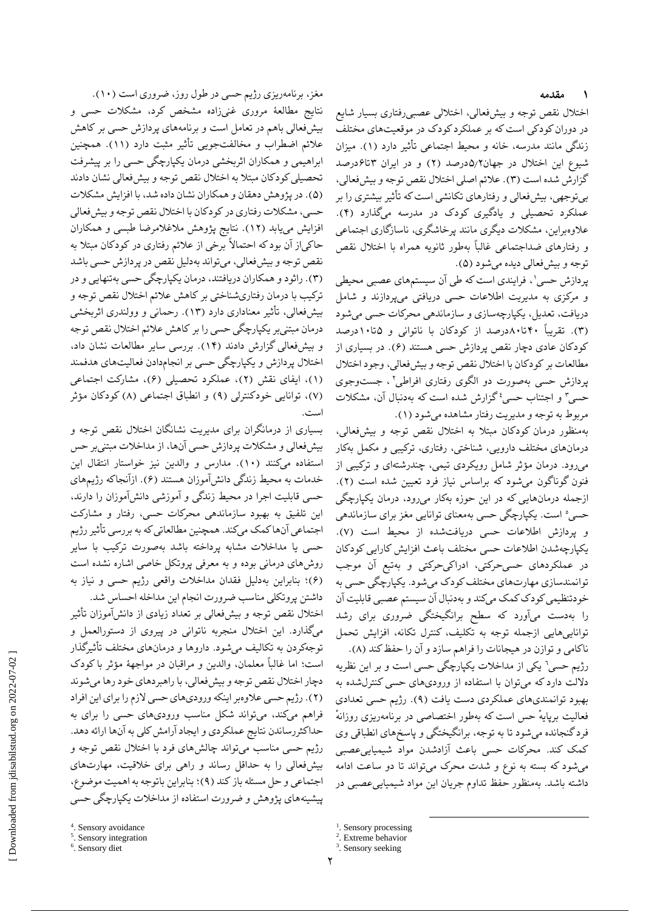## ۱ مقدمه

اختلال نقص توجه و بیش‌فعالی، اختلالی عصبی‌رفتاری بسیار شایع در دوران کودکی است که بر عملکرد کودک در موقعیت‌های مختلف زندگی مانند مدرسه، خانه و محیط اجتماعی تأثیر دارد (۱). میزان شیوع این اختلال در جهان۵/۲درصد (۲) و در ایران ۳تا۶درصد گزارش شده است (۳). علائم اصلی اختلال نقص توجه و بیش‌فعالی، بی‌توجهی، بیش‌فعالی و رفتارهای تکانشی است که تأثیر بیشتری را بر عملکرد تحصیلی و یادگیری کودک در مدرسه می‌گذارد (۴). علاوه‌براین، مشکلات دیگری مانند پرخاشگری، ناسازگاری اجتماعی و رفتارهای ضداجتماعی غالباً به‌طور ثانویه همراه با اختلال نقص توجه و بیش‌فعالی دیده می‌شود (۵).

پردازش حسی[1]، فرایندی است که طی آن سیستم‌های عصبی محیطی و مرکزی به مدیریت اطلاعات حسی دریافتی می‌پردازند و شامل دریافت، تعدیل، یکپارچه‌سازی و سازماندهی محرکات حسی می‌شود (۳). تقریباً ۴۰تا۸۰درصد از کودکان با ناتوانی و ۵تا۱۰درصد کودکان عادی دچار نقص پردازش حسی هستند (۶). در بسیاری از مطالعات بر کودکان با اختلال نقص توجه و بیش‌فعالی، وجود اختلال پردازش حسی به‌صورت دو الگوی رفتاری افراطی[2]، جست‌وجوی حسی[3] و اجتناب حسی[4] گزارش شده است که به‌دنبال آن، مشکلات مربوط به توجه و مدیریت رفتار مشاهده می‌شود (۱).

به‌منظور درمان کودکان مبتلا به اختلال نقص توجه و بیش‌فعالی، درمان‌های مختلف دارویی، شناختی، رفتاری، ترکیبی و مکمل به‌کار می‌رود. درمان مؤثر شامل رویکردی تیمی، چندرشته‌ای و ترکیبی از فنون گوناگون می‌شود که براساس نیاز فرد تعیین شده است (۲). ازجمله درمان‌هایی که در این حوزه به‌کار می‌رود، درمان یکپارچگی حسی[5] است. یکپارچگی حسی به‌معنای توانایی مغز برای سازماندهی و پردازش اطلاعات حسی دریافت‌شده از محیط است (۷). یکپارچه‌شدن اطلاعات حسی مختلف باعث افزایش کارایی کودکان در عملکردهای حسی‌حرکتی، ادراکی‌حرکتی و به‌تبع آن موجب توانمندسازی مهارت‌های مختلف کودک می‌شود. یکپارچگی حسی به خودتنظیمی کودک کمک می‌کند و به‌دنبال آن سیستم عصبی قابلیت آن را به‌دست می‌آورد که سطح برانگیختگی ضروری برای رشد توانایی‌هایی ازجمله توجه به تکلیف، کنترل تکانه، افزایش تحمل ناکامی و توازن در هیجانات را فراهم سازد و آن را حفظ کند (۸).

رژیم حسی[6] یکی از مداخلات یکپارچگی حسی است و بر این نظریه دلالت دارد که می‌توان با استفاده از ورودی‌های حسی کنترل‌شده به بهبود توانمندی‌های عملکردی دست یافت (۹). رژیم حسی تعدادی فعالیت برپایهٔ حس است که به‌طور اختصاصی در برنامه‌ریزی روزانهٔ فرد گنجانده می‌شود تا به توجه، برانگیختگی و پاسخ‌های انطباقی وی کمک کند. محرکات حسی باعث آزادشدن مواد شیمیایی‌عصبی می‌شود که بسته به نوع و شدت محرک می‌تواند تا دو ساعت ادامه داشته باشد. به‌منظور حفظ تداوم جریان این مواد شیمیایی‌عصبی در مغز، برنامه‌ریزی رژیم حسی در طول روز، ضروری است (۱۰).

نتایج مطالعهٔ مروری غنی‌زاده مشخص کرد، مشکلات حسی و بیش‌فعالی باهم در تعامل است و برنامه‌های پردازش حسی بر کاهش علائم اضطراب و مخالفت‌جویی تأثیر مثبت دارد (۱۱). همچنین ابراهیمی و همکاران اثربخشی درمان یکپارچگی حسی را بر پیشرفت تحصیلی کودکان مبتلا به اختلال نقص توجه و بیش‌فعالی نشان دادند (۵). در پژوهش دهقان و همکاران نشان داده شد، با افزایش مشکلات حسی، مشکلات رفتاری در کودکان با اختلال نقص توجه و بیش‌فعالی افزایش می‌یابد (۱۲). نتایج پژوهش ملاغلامرضا طبسی و همکاران حاکی‌از آن بود که احتمالاً برخی از علائم رفتاری در کودکان مبتلا به نقص توجه و بیش‌فعالی، می‌تواند به‌دلیل نقص در پردازش حسی باشد (۳). راتو و همکاران دریافتند، درمان یکپارچگی حسی به‌تنهایی و در ترکیب با درمان رفتاری‌شناختی بر کاهش علائم اختلال نقص توجه و بیش‌فعالی، تأثیر معناداری دارد (۱۳). رحمانی و وولندری اثربخشی درمان مبتنی‌بر یکپارچگی حسی را بر کاهش علائم اختلال نقص توجه و بیش‌فعالی گزارش دادند (۱۴). بررسی سایر مطالعات نشان داد، اختلال پردازش و یکپارچگی حسی بر انجام‌دادن فعالیت‌های هدفمند (۱)، ایفای نقش (۲)، عملکرد تحصیلی (۶)، مشارکت اجتماعی (۷)، توانایی خودکنترلی (۹) و انطباق اجتماعی (۸) کودکان مؤثر است.

بسیاری از درمانگران برای مدیریت نشانگان اختلال نقص توجه و بیش‌فعالی و مشکلات پردازش حسی آن‌ها، از مداخلات مبتنی‌بر حس استفاده می‌کنند (۱۰). مدارس و والدین نیز خواستار انتقال این خدمات به محیط زندگی دانش‌آموزان هستند (۶). ازآنجاکه رژیم‌های حسی قابلیت اجرا در محیط زندگی و آموزشی دانش‌آموزان را دارند، این تلفیق به بهبود سازماندهی محرکات حسی، رفتار و مشارکت اجتماعی آن‌ها کمک می‌کند. همچنین مطالعاتی که به بررسی تأثیر رژیم حسی یا مداخلات مشابه پرداخته باشد به‌صورت ترکیب با سایر روش‌های درمانی بوده و به معرفی پروتکل خاصی اشاره نشده است (۶)؛ بنابراین به‌دلیل فقدان مداخلات واقعی رژیم حسی و نیاز به داشتن پروتکلی مناسب ضرورت انجام این مداخله احساس شد.

اختلال نقص توجه و بیش‌فعالی بر تعداد زیادی از دانش‌آموزان تأثیر می‌گذارد. این اختلال منجربه ناتوانی در پیروی از دستورالعمل و توجه‌کردن به تکالیف می‌شود. داروها و درمان‌های مختلف تأثیرگذار است؛ اما غالباً معلمان، والدین و مراقبان در مواجههٔ مؤثر با کودک دچار اختلال نقص توجه و بیش‌فعالی، با راهبردهای خود رها می‌شوند (۲). رژیم حسی علاوه‌بر اینکه ورودی‌های حسی لازم را برای این افراد فراهم می‌کند، می‌تواند شکل مناسب ورودی‌های حسی را برای به حداکثررساندن نتایج عملکردی و ایجاد آرامش کلی به آن‌ها ارائه دهد. رژیم حسی مناسب می‌تواند چالش‌های فرد با اختلال نقص توجه و بیش‌فعالی را به حداقل رساند و راهی برای خلاقیت، مهارت‌های اجتماعی و حل مسئله باز کند (۹)؛ بنابراین باتوجه به اهمیت موضوع، پیشینه‌های پژوهش و ضرورت استفاده از مداخلات یکپارچگی حسی

---

[1]. Sensory processing
[2]. Extreme behavior
[3]. Sensory seeking
[4]. Sensory avoidance
[5]. Sensory integration
[6]. Sensory diet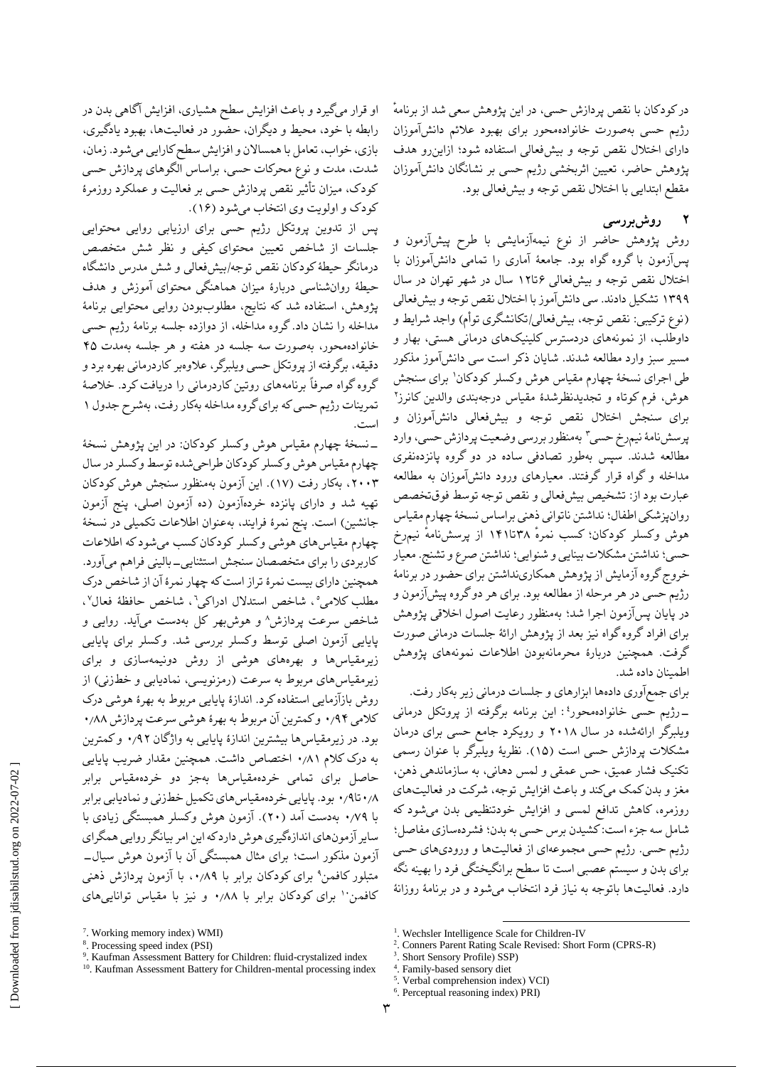درکودکان با نقص پردازش حسی، در این پژوهش سعی شد از برنامهٔ رژیم حسی به‌صورت خانواده‌محور برای بهبود علائم دانش‌آموزان دارای اختلال نقص توجه و بیش‌فعالی استفاده شود؛ ازاین‌رو هدف پژوهش حاضر، تعیین اثربخشی رژیم حسی بر نشانگان دانش‌آموزان مقطع ابتدایی با اختلال نقص توجه و بیش‌فعالی بود.

## ۲ روش‌بررسی

روش پژوهش حاضر از نوع نیمه‌آزمایشی با طرح پیش‌آزمون و پس‌آزمون با گروه گواه بود. جامعهٔ آماری را تمامی دانش‌آموزان با اختلال نقص توجه و بیش‌فعالی ۶تا۱۲ سال در شهر تهران در سال ۱۳۹۹ تشکیل دادند. سی دانش‌آموز با اختلال نقص توجه و بیش‌فعالی (نوع ترکیبی: نقص توجه، بیش‌فعالی/تکانشگری توأم) واجد شرایط و داوطلب، از نمونه‌های دردسترس کلینیک‌های درمانی هستی، بهار و مسیر سبز وارد مطالعه شدند. شایان ذکر است سی دانش‌آموز مذکور طی اجرای نسخهٔ چهارم مقیاس هوش وکسلر کودکان[1] برای سنجش هوش، فرم کوتاه و تجدیدنظرشدهٔ مقیاس درجه‌بندی والدین کانرز[2] برای سنجش اختلال نقص توجه و بیش‌فعالی دانش‌آموزان و پرسش‌نامهٔ نیم‌رخ حسی[3] به‌منظور بررسی وضعیت پردازش حسی، وارد مطالعه شدند. سپس به‌طور تصادفی ساده در دو گروه پانزده‌نفری مداخله و گواه قرار گرفتند. معیارهای ورود دانش‌آموزان به مطالعه عبارت بود از: تشخیص بیش‌فعالی و نقص توجه توسط فوق‌تخصص روان‌پزشکی اطفال؛ نداشتن ناتوانی ذهنی براساس نسخهٔ چهارم مقیاس هوش وکسلر کودکان؛ کسب نمرهٔ ۳۸تا۱۴۱ از پرسش‌نامهٔ نیم‌رخ حسی؛ نداشتن مشکلات بینایی و شنوایی؛ نداشتن صرع و تشنج. معیار خروج گروه آزمایش از پژوهش همکاری‌نداشتن برای حضور در برنامهٔ رژیم حسی در هر مرحله از مطالعه بود. برای هر دوگروه پیش‌آزمون و در پایان پس‌آزمون اجرا شد؛ به‌منظور رعایت اصول اخلاقی پژوهش برای افراد گروه گواه نیز بعد از پژوهش ارائهٔ جلسات درمانی صورت گرفت. همچنین دربارهٔ محرمانه‌بودن اطلاعات نمونه‌های پژوهش اطمینان داده شد.

برای جمع‌آوری داده‌ها ابزارهای و جلسات درمانی زیر به‌کار رفت.

ـ رژیم حسی خانواده‌محور[4]: این برنامه برگرفته از پروتکل درمانی ویلبرگر ارائه‌شده در سال ۲۰۱۸ و رویکرد جامع حسی برای درمان مشکلات پردازش حسی است (۱۵). نظریهٔ ویلبرگر با عنوان رسمی تکنیک فشار عمیق، حس عمقی و لمس دهانی، به سازماندهی ذهن، مغز و بدن کمک می‌کند و باعث افزایش توجه، شرکت در فعالیت‌های روزمره، کاهش تدافع لمسی و افزایش خودتنظیمی بدن می‌شود که شامل سه جزء است: کشیدن برس حسی به بدن؛ فشرده‌سازی مفاصل؛ رژیم حسی. رژیم حسی مجموعه‌ای از فعالیت‌ها و ورودی‌های حسی برای بدن و سیستم عصبی است تا سطح برانگیختگی فرد را بهینه نگه دارد. فعالیت‌ها باتوجه به نیاز فرد انتخاب می‌شود و در برنامهٔ روزانهٔ او قرار می‌گیرد و باعث افزایش سطح هشیاری، افزایش آگاهی بدن در رابطه با خود، محیط و دیگران، حضور در فعالیت‌ها، بهبود یادگیری، بازی، خواب، تعامل با همسالان و افزایش سطح کارایی می‌شود. زمان، شدت، مدت و نوع محرکات حسی، براساس الگوهای پردازش حسی کودک، میزان تأثیر نقص پردازش حسی بر فعالیت و عملکرد روزمرهٔ کودک و اولویت وی انتخاب می‌شود (۱۶).

پس از تدوین پروتکل رژیم حسی برای ارزیابی روایی محتوایی جلسات از شاخص تعیین محتوای کیفی و نظر شش متخصص درمانگر حیطهٔ کودکان نقص توجه/بیش‌فعالی و شش مدرس دانشگاه حیطهٔ روان‌شناسی دربارهٔ میزان هماهنگی محتوای آموزش و هدف پژوهش، استفاده شد که نتایج، مطلوب‌بودن روایی محتوایی برنامهٔ مداخله را نشان داد. گروه مداخله، از دوازده جلسه برنامهٔ رژیم حسی خانواده‌محور، به‌صورت سه جلسه در هفته و هر جلسه به‌مدت ۴۵ دقیقه، برگرفته از پروتکل حسی ویلبرگر، علاوه‌بر کاردرمانی بهره برد و گروه گواه صرفاً برنامه‌های روتین کاردرمانی را دریافت کرد. خلاصهٔ تمرینات رژیم حسی که برای گروه مداخله به‌کار رفت، به‌شرح جدول ۱ است.

ـ نسخهٔ چهارم مقیاس هوش وکسلر کودکان: در این پژوهش نسخهٔ چهارم مقیاس هوش وکسلر کودکان طراحی‌شده توسط وکسلر در سال ۲۰۰۳، به‌کار رفت (۱۷). این آزمون به‌منظور سنجش هوش کودکان تهیه شد و دارای پانزده خرده‌آزمون (ده آزمون اصلی، پنج آزمون جانشین) است. پنج نمرهٔ فرایند، به‌عنوان اطلاعات تکمیلی در نسخهٔ چهارم مقیاس‌های هوشی وکسلر کودکان کسب می‌شود که اطلاعات کاربردی را برای متخصصان سنجش استثنایی‌ـ بالینی فراهم می‌آورد. همچنین دارای بیست نمرهٔ تراز است که چهار نمرهٔ آن از شاخص درک مطلب کلامی[5]، شاخص استدلال ادراکی[6]، شاخص حافظهٔ فعال[7]، شاخص سرعت پردازش[8] و هوش‌بهر کل به‌دست می‌آید. روایی و پایایی آزمون اصلی توسط وکسلر بررسی شد. وکسلر برای پایایی زیرمقیاس‌ها و بهره‌های هوشی از روش دونیمه‌سازی و برای زیرمقیاس‌های مربوط به سرعت (رمزنویسی، نمادیابی و خطزنی) از روش بازآزمایی استفاده کرد. اندازهٔ پایایی مربوط به بهرهٔ هوشی درک کلامی ۰٫۹۴ و کمترین آن مربوط به بهرهٔ هوشی سرعت پردازش ۰٫۸۸ بود. در زیرمقیاس‌ها بیشترین اندازهٔ پایایی به واژگان ۰٫۹۲ و کمترین به درک کلام ۰٫۸۱ اختصاص داشت. همچنین مقدار ضریب پایایی حاصل برای تمامی خرده‌مقیاس‌ها به‌جز دو خرده‌مقیاس برابر ۰٫۸تا۰٫۹ بود. پایایی خرده‌مقیاس‌های تکمیل خطزنی و نمادیابی برابر با ۰٫۷۹ به‌دست آمد (۲۰). آزمون هوش وکسلر همبستگی زیادی با سایر آزمون‌های اندازه‌گیری هوش دارد که این امر بیانگر روایی همگرای آزمون مذکور است؛ برای مثال همبستگی آن با آزمون هوش سیال‌ـ متبلور کافمن[9] برای کودکان برابر با ۰٫۸۹، با آزمون پردازش ذهنی کافمن[10] برای کودکان برابر با ۰٫۸۸ و نیز با مقیاس توانایی‌های

---

[1]. Wechsler Intelligence Scale for Children-IV

[2]. Conners Parent Rating Scale Revised: Short Form (CPRS-R)

[3]. Short Sensory Profile) SSP)

[4]. Family-based sensory diet

[5]. Verbal comprehension index) VCI)

[6]. Perceptual reasoning index) PRI)

[7]. Working memory index) WMI)

[8]. Processing speed index (PSI)

[9]. Kaufman Assessment Battery for Children: fluid-crystalized index

[10]. Kaufman Assessment Battery for Children-mental processing index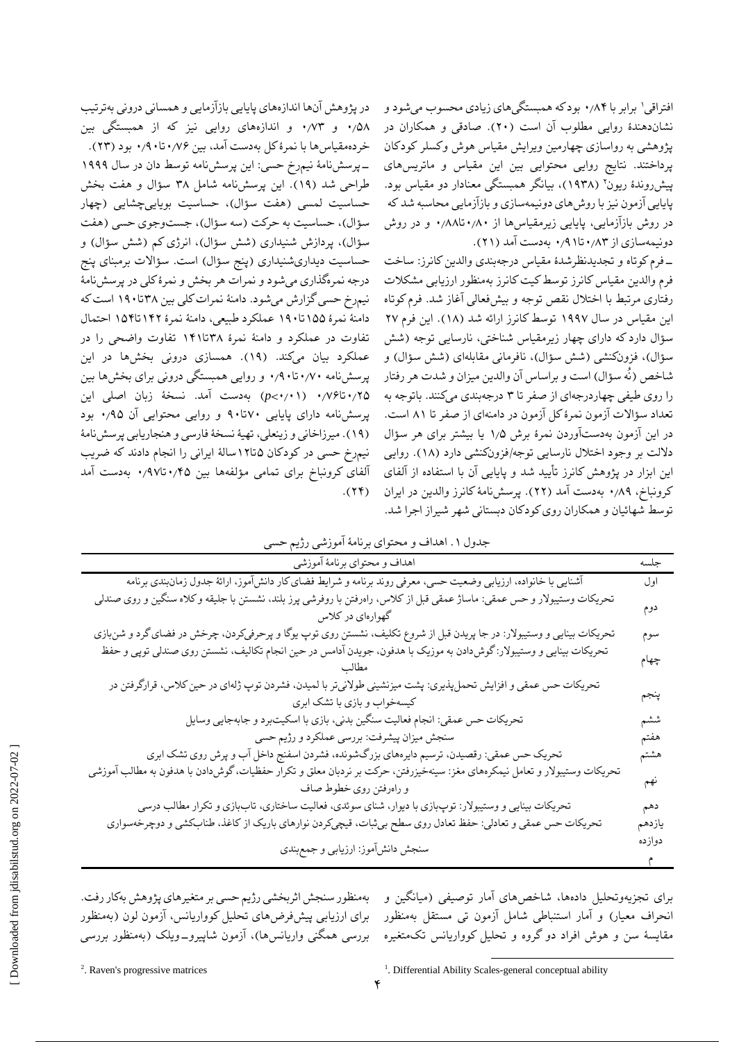افتراقی[1] برابر با ۰/۸۴ بود که همبستگی‌های زیادی محسوب می‌شود و نشان‌دهندهٔ روایی مطلوب آن است (۲۰). صادقی و همکاران در پژوهشی به رواسازی چهارمین ویرایش مقیاس هوش وکسلر کودکان پرداختند. نتایج روایی محتوایی بین این مقیاس و ماتریس‌های پیش‌روندهٔ ریون[2] (۱۹۳۸)، بیانگر همبستگی معنادار دو مقیاس بود. پایایی آزمون نیز با روش‌های دونیمه‌سازی و بازآزمایی محاسبه شد که در روش بازآزمایی، پایایی زیرمقیاس‌ها از ۰/۸۰تا۰/۸۸ و در روش دونیمه‌سازی از ۰/۸۳تا۰/۹۱ به‌دست آمد (۲۱).

ـ فرم کوتاه و تجدیدنظرشدهٔ مقیاس درجه‌بندی والدین کانرز: ساخت فرم والدین مقیاس کانرز توسط کیت کانرز به‌منظور ارزیابی مشکلات رفتاری مرتبط با اختلال نقص توجه و بیش‌فعالی آغاز شد. فرم کوتاه این مقیاس در سال ۱۹۹۷ توسط کانرز ارائه شد (۱۸). این فرم ۲۷ سؤال دارد که دارای چهار زیرمقیاس شناختی، نارسایی توجه (شش سؤال)، فزون‌کنشی (شش سؤال)، نافرمانی مقابله‌ای (شش سؤال) و شاخص (نُه سؤال) است و براساس آن والدین میزان و شدت هر رفتار را روی طیفی چهاردرجه‌ای از صفر تا ۳ درجه‌بندی می‌کنند. باتوجه به تعداد سؤالات آزمون نمرهٔ کل آزمون در دامنه‌ای از صفر تا ۸۱ است. در این آزمون به‌دست‌آوردن نمرهٔ برش ۱/۵ یا بیشتر برای هر سؤال دلالت بر وجود اختلال نارسایی توجه/فزون‌کنشی دارد (۱۸). روایی این ابزار در پژوهش کانرز تأیید شد و پایایی آن با استفاده از آلفای کرونباخ، ۰/۸۹ به‌دست آمد (۲۲). پرسش‌نامهٔ کانرز والدین در ایران توسط شهائیان و همکاران روی کودکان دبستانی شهر شیراز اجرا شد. در پژوهش آن‌ها اندازه‌های پایایی بازآزمایی و همسانی درونی به‌ترتیب ۰/۵۸ و ۰/۷۳ و اندازه‌های روایی نیز که از همبستگی بین خرده‌مقیاس‌ها با نمرهٔ کل به‌دست آمد، بین ۰/۷۶تا۰/۹۰ بود (۲۳).

ـ پرسش‌نامهٔ نیم‌رخ حسی: این پرسش‌نامه توسط دان در سال ۱۹۹۹ طراحی شد (۱۹). این پرسش‌نامه شامل ۳۸ سؤال و هفت بخش حساسیت لمسی (هفت سؤال)، حساسیت بویایی‌چشایی (چهار سؤال)، حساسیت به حرکت (سه سؤال)، جست‌وجوی حسی (هفت سؤال)، پردازش شنیداری (شش سؤال)، انرژی کم (شش سؤال) و حساسیت دیداری‌شنیداری (پنج سؤال) است. سؤالات برمبنای پنج درجه نمره‌گذاری می‌شود و نمرات هر بخش و نمرهٔ کلی در پرسش‌نامهٔ نیم‌رخ حسی گزارش می‌شود. دامنهٔ نمرات کلی بین ۳۸تا۱۹۰ است که دامنهٔ نمرهٔ ۱۵۵تا۱۹۰ عملکرد طبیعی، دامنهٔ نمرهٔ ۱۴۲تا۱۵۴ احتمال تفاوت در عملکرد و دامنهٔ نمرهٔ ۳۸تا۱۴۱ تفاوت واضحی را در عملکرد بیان می‌کند. (۱۹). همسازی درونی بخش‌ها در این پرسش‌نامه ۰/۷۰تا۰/۹۰ و روایی همبستگی درونی برای بخش‌ها بین ۰/۲۵تا۰/۷۶ ($p<0/01$) به‌دست آمد. نسخهٔ زبان اصلی این پرسش‌نامه دارای پایایی ۷۰تا۹۰ و روایی محتوایی آن ۰/۹۵ بود (۱۹). میرزاخانی و زینعلی، تهیهٔ نسخهٔ فارسی و هنجاریابی پرسش‌نامهٔ نیم‌رخ حسی در کودکان ۵تا۱۲سالهٔ ایرانی را انجام دادند که ضریب آلفای کرونباخ برای تمامی مؤلفه‌ها بین ۰/۴۵تا۰/۹۷ به‌دست آمد (۲۴).

جدول ۱. اهداف و محتوای برنامهٔ آموزشی رژیم حسی

| جلسه | اهداف و محتوای برنامهٔ آموزشی |
|---|---|
| اول | آشنایی با خانواده، ارزیابی وضعیت حسی، معرفی روند برنامه و شرایط فضای کار دانش‌آموز، ارائهٔ جدول زمان‌بندی برنامه |
| دوم | تحریکات وستیبولار و حس عمقی: ماساژ عمقی قبل از کلاس، راه‌رفتن با روفرشی پرز بلند، نشستن با جلیقه و کلاه سنگین و روی صندلی گهواره‌ای در کلاس |
| سوم | تحریکات بینایی و وستیبولار: در جا پریدن قبل از شروع تکلیف، نشستن روی توپ یوگا و پرحرفی‌کردن، چرخش در فضای گرد و شن‌بازی |
| چهارم | تحریکات بینایی و وستیبولار: گوش‌دادن به موزیک با هدفون، جویدن آدامس در حین انجام تکالیف، نشستن روی صندلی توپی و حفظ مطالب |
| پنجم | تحریکات حس عمقی و افزایش تحمل‌پذیری: پشت میزنشینی طولانی‌تر با لمیدن، فشردن توپ ژله‌ای در حین کلاس، قرارگرفتن در کیسه‌خواب و بازی با تشک ابری |
| ششم | تحریکات حس عمقی: انجام فعالیت سنگین بدنی، بازی با اسکیت‌برد و جابه‌جایی وسایل |
| هفتم | سنجش میزان پیشرفت: بررسی عملکرد و رژیم حسی |
| هشتم | تحریک حس عمقی: رقصیدن، ترسیم دایره‌های بزرگ‌شونده، فشردن اسفنج داخل آب و پرش روی تشک ابری |
| نهم | تحریکات وستیبولار و تعامل نیمکره‌های مغز: سینه‌خیزرفتن، حرکت بر نردبان معلق و تکرار حفظیات، گوش‌دادن با هدفون به مطالب آموزشی و راه‌رفتن روی خطوط صاف |
| دهم | تحریکات بینایی و وستیبولار: توپ‌بازی با دیوار، شنای سوئدی، فعالیت ساختاری، تاب‌بازی و تکرار مطالب درسی |
| یازدهم | تحریکات حس عمقی و تعادلی: حفظ تعادل روی سطح بی‌ثبات، قیچی‌کردن نوارهای باریک از کاغذ، طناب‌کشی و دوچرخه‌سواری |
| دوازدهم | سنجش دانش‌آموز: ارزیابی و جمع‌بندی |

برای تجزیه‌وتحلیل داده‌ها، شاخص‌های آمار توصیفی (میانگین و انحراف معیار) و آمار استنباطی شامل آزمون تی مستقل به‌منظور مقایسهٔ سن و هوش افراد دو گروه و تحلیل کوواریانس تک‌متغیره به‌منظور سنجش اثربخشی رژیم حسی بر متغیرهای پژوهش به‌کار رفت. برای ارزیابی پیش‌فرض‌های تحلیل کوواریانس، آزمون لون (به‌منظور بررسی همگنی واریانس‌ها)، آزمون شاپیرو‑ویلک (به‌منظور بررسی

[1]. Differential Ability Scales-general conceptual ability

[2]. Raven's progressive matrices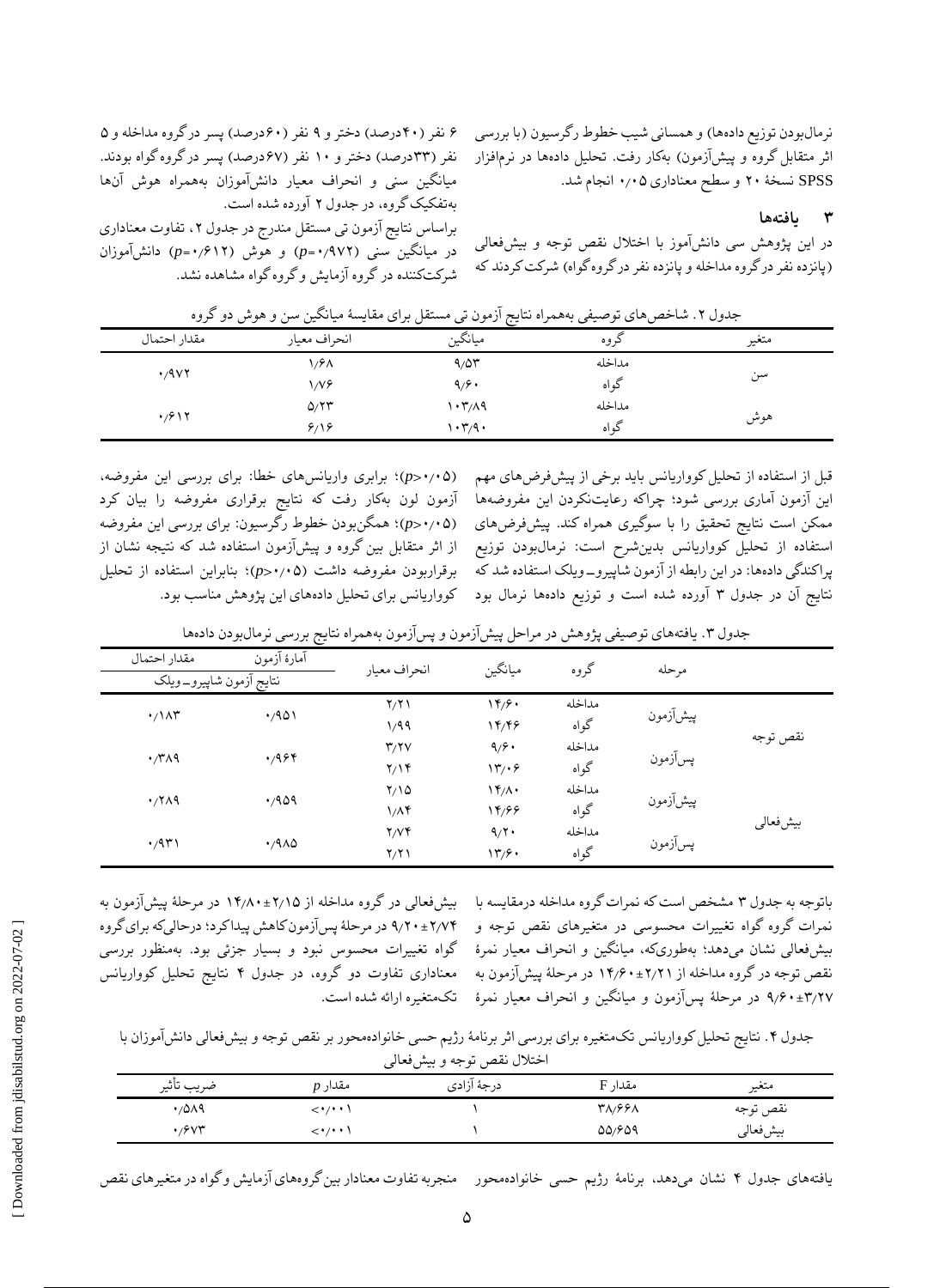نرمال‌بودن توزیع داده‌ها) و همسانی شیب خطوط رگرسیون (با بررسی اثر متقابل گروه و پیش‌آزمون) به‌کار رفت. تحلیل داده‌ها در نرم‌افزار SPSS نسخهٔ ۲۰ و سطح معناداری ۰٫۰۵ انجام شد.

## ۳ یافته‌ها

در این پژوهش سی دانش‌آموز با اختلال نقص توجه و بیش‌فعالی (پانزده نفر در گروه مداخله و پانزده نفر در گروه گواه) شرکت کردند که ۶ نفر (۴۰درصد) دختر و ۹ نفر (۶۰درصد) پسر در گروه مداخله و ۵ نفر (۳۳درصد) دختر و ۱۰ نفر (۶۷درصد) پسر در گروه گواه بودند. میانگین سنی و انحراف معیار دانش‌آموزان به‌همراه هوش آن‌ها به‌تفکیک گروه، در جدول ۲ آورده شده است.

براساس نتایج آزمون تی مستقل مندرج در جدول ۲، تفاوت معناداری در میانگین سنی ($p=0.972$) و هوش ($p=0.612$) دانش‌آموزان شرکت‌کننده در گروه آزمایش و گروه گواه مشاهده نشد.

جدول ۲. شاخص‌های توصیفی به‌همراه نتایج آزمون تی مستقل برای مقایسهٔ میانگین سن و هوش دو گروه

| متغیر | گروه | میانگین | انحراف معیار | مقدار احتمال |
|---|---|---|---|---|
| سن | مداخله | ۹٫۵۳ | ۱٫۶۸ | ۰٫۹۷۲ |
| | گواه | ۹٫۶۰ | ۱٫۷۶ | |
| هوش | مداخله | ۱۰۳٫۸۹ | ۵٫۲۳ | ۰٫۶۱۲ |
| | گواه | ۱۰۳٫۹۰ | ۶٫۱۶ | |

قبل از استفاده از تحلیل کوواریانس باید برخی از پیش‌فرض‌های مهم این آزمون آماری بررسی شود؛ چراکه رعایت‌نکردن این مفروضه‌ها ممکن است نتایج تحقیق را با سوگیری همراه کند. پیش‌فرض‌های استفاده از تحلیل کوواریانس بدین‌شرح است: نرمال‌بودن توزیع پراکندگی داده‌ها: در این رابطه از آزمون شاپیرو-ویلک استفاده شد که نتایج آن در جدول ۳ آورده شده است و توزیع داده‌ها نرمال بود ($p>0.05$)؛ برابری واریانس‌های خطا: برای بررسی این مفروضه، آزمون لون به‌کار رفت که نتایج برقراری مفروضه را بیان کرد ($p>0.05$)؛ همگن‌بودن خطوط رگرسیون: برای بررسی این مفروضه از اثر متقابل بین گروه و پیش‌آزمون استفاده شد که نتیجه نشان از برقراربودن مفروضه داشت ($p>0.05$)؛ بنابراین استفاده از تحلیل کوواریانس برای تحلیل داده‌های این پژوهش مناسب بود.

جدول ۳. یافته‌های توصیفی پژوهش در مراحل پیش‌آزمون و پس‌آزمون به‌همراه نتایج بررسی نرمال‌بودن داده‌ها

| | مرحله | گروه | میانگین | انحراف معیار | نتایج آزمون شاپیرو-ویلک: آمارهٔ آزمون | نتایج آزمون شاپیرو-ویلک: مقدار احتمال |
|---|---|---|---|---|---|---|
| نقص توجه | پیش‌آزمون | مداخله | ۱۴٫۶۰ | ۲٫۲۱ | ۰٫۹۵۱ | ۰٫۱۸۳ |
| | | گواه | ۱۴٫۴۶ | ۱٫۹۹ | | |
| | پس‌آزمون | مداخله | ۹٫۶۰ | ۳٫۲۷ | ۰٫۹۶۴ | ۰٫۳۸۹ |
| | | گواه | ۱۳٫۰۶ | ۲٫۱۴ | | |
| بیش‌فعالی | پیش‌آزمون | مداخله | ۱۴٫۸۰ | ۲٫۱۵ | ۰٫۹۵۹ | ۰٫۲۸۹ |
| | | گواه | ۱۴٫۶۶ | ۱٫۸۴ | | |
| | پس‌آزمون | مداخله | ۹٫۲۰ | ۲٫۷۴ | ۰٫۹۸۵ | ۰٫۹۳۱ |
| | | گواه | ۱۳٫۶۰ | ۲٫۲۱ | | |

باتوجه به جدول ۳ مشخص است که نمرات گروه مداخله درمقایسه با نمرات گروه گواه تغییرات محسوسی در متغیرهای نقص توجه و بیش‌فعالی نشان می‌دهد؛ به‌طوری‌که، میانگین و انحراف معیار نمرهٔ نقص توجه در گروه مداخله از ۲٫۲۱±۱۴٫۶۰ در مرحلهٔ پیش‌آزمون به ۳٫۲۷±۹٫۶۰ در مرحلهٔ پس‌آزمون و میانگین و انحراف معیار نمرهٔ بیش‌فعالی در گروه مداخله از ۲٫۱۵±۱۴٫۸۰ در مرحلهٔ پیش‌آزمون به ۲٫۷۴±۹٫۲۰ در مرحلهٔ پس‌آزمون کاهش پیدا کرد؛ درحالی‌که برای گروه گواه تغییرات محسوس نبود و بسیار جزئی بود. به‌منظور بررسی معناداری تفاوت دو گروه، در جدول ۴ نتایج تحلیل کوواریانس تک‌متغیره ارائه شده است.

جدول ۴. نتایج تحلیل کوواریانس تک‌متغیره برای بررسی اثر برنامهٔ رژیم حسی خانواده‌محور بر نقص توجه و بیش‌فعالی دانش‌آموزان با اختلال نقص توجه و بیش‌فعالی

| متغیر | مقدار F | درجهٔ آزادی | مقدار p | ضریب تأثیر |
|---|---|---|---|---|
| نقص توجه | ۳۸٫۶۶۸ | ۱ | <۰٫۰۰۱ | ۰٫۵۸۹ |
| بیش‌فعالی | ۵۵٫۶۵۹ | ۱ | <۰٫۰۰۱ | ۰٫۶۷۳ |

یافته‌های جدول ۴ نشان می‌دهد، برنامهٔ رژیم حسی خانواده‌محور منجربه تفاوت معنادار بین گروه‌های آزمایش و گواه در متغیرهای نقص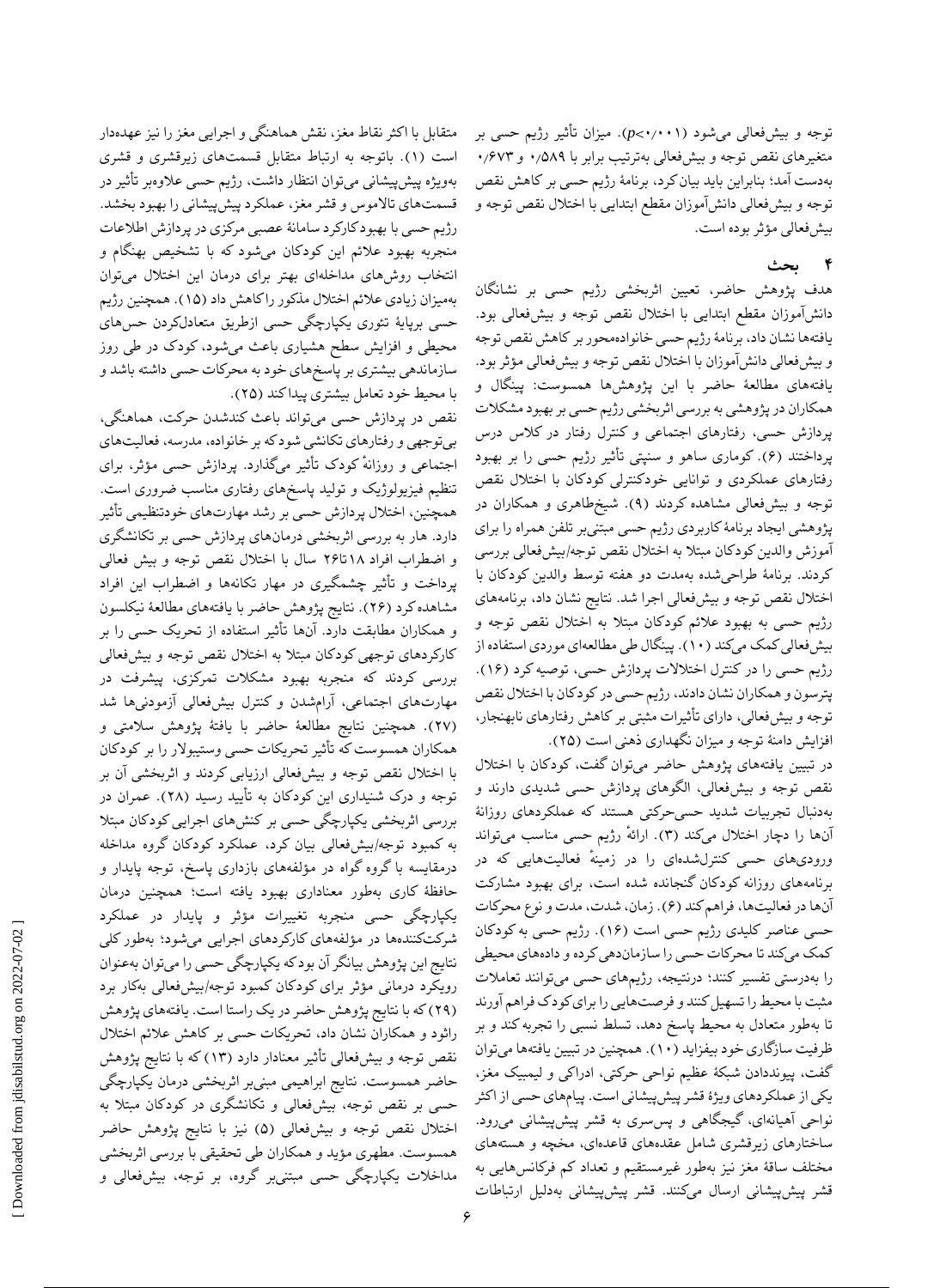توجه و بیش‌فعالی می‌شود ($p<0/001$). میزان تأثیر رژیم حسی بر متغیرهای نقص توجه و بیش‌فعالی به‌ترتیب برابر با ۰/۵۸۹ و ۰/۶۷۳ به‌دست آمد؛ بنابراین باید بیان کرد، برنامهٔ رژیم حسی بر کاهش نقص توجه و بیش‌فعالی دانش‌آموزان مقطع ابتدایی با اختلال نقص توجه و بیش‌فعالی مؤثر بوده است.

## ۴ بحث

هدف پژوهش حاضر، تعیین اثربخشی رژیم حسی بر نشانگان دانش‌آموزان مقطع ابتدایی با اختلال نقص توجه و بیش‌فعالی بود. یافته‌ها نشان داد، برنامهٔ رژیم حسی خانواده‌محور بر کاهش نقص توجه و بیش‌فعالی دانش‌آموزان با اختلال نقص توجه و بیش‌فعالی مؤثر بود. یافته‌های مطالعهٔ حاضر با این پژوهش‌ها همسوست: پینگال و همکاران در پژوهشی به بررسی اثربخشی رژیم حسی بر بهبود مشکلات پردازش حسی، رفتارهای اجتماعی و کنترل رفتار در کلاس درس پرداختند (۶). کوماری ساهو و سنپتی تأثیر رژیم حسی را بر بهبود رفتارهای عملکردی و توانایی خودکنترلی کودکان با اختلال نقص توجه و بیش‌فعالی مشاهده کردند (۹). شیخ‌طاهری و همکاران در پژوهشی ایجاد برنامهٔ کاربردی رژیم حسی مبتنی‌بر تلفن همراه را برای آموزش والدین کودکان مبتلا به اختلال نقص توجه/بیش‌فعالی بررسی کردند. برنامهٔ طراحی‌شده به‌مدت دو هفته توسط والدین کودکان با اختلال نقص توجه و بیش‌فعالی اجرا شد. نتایج نشان داد، برنامه‌های رژیم حسی به بهبود علائم کودکان مبتلا به اختلال نقص توجه و بیش‌فعالی کمک می‌کند (۱۰). پینگال طی مطالعه‌ای موردی استفاده از رژیم حسی را در کنترل اختلالات پردازش حسی، توصیه کرد (۱۶). پترسون و همکاران نشان دادند، رژیم حسی در کودکان با اختلال نقص توجه و بیش‌فعالی، دارای تأثیرات مثبتی بر کاهش رفتارهای نابهنجار، افزایش دامنهٔ توجه و میزان نگهداری ذهنی است (۲۵).

در تبیین یافته‌های پژوهش حاضر می‌توان گفت، کودکان با اختلال نقص توجه و بیش‌فعالی، الگوهای پردازش حسی شدیدی دارند و به‌دنبال تجربیات شدید حسی‌حرکتی هستند که عملکردهای روزانهٔ آن‌ها را دچار اختلال می‌کند (۳). ارائهٔ رژیم حسی مناسب می‌تواند ورودی‌های حسی کنترل‌شده‌ای را در زمینهٔ فعالیت‌هایی که در برنامه‌های روزانهٔ کودکان گنجانده شده است، برای بهبود مشارکت آن‌ها در فعالیت‌ها، فراهم کند (۶). زمان، شدت، مدت و نوع محرکات حسی عناصر کلیدی رژیم حسی است (۱۶). رژیم حسی به کودکان کمک می‌کند تا محرکات حسی را سازمان‌دهی کرده و داده‌های محیطی را به‌درستی تفسیر کنند؛ درنتیجه، رژیم‌های حسی می‌توانند تعاملات مثبت با محیط را تسهیل کنند و فرصت‌هایی را برای کودک فراهم آورند تا به‌طور متعادل به محیط پاسخ دهد، تسلط نسبی را تجربه کند و بر ظرفیت سازگاری خود بیفزاید (۱۰). همچنین در تبیین یافته‌ها می‌توان گفت، پیونددادن شبکهٔ عظیم نواحی حرکتی، ادراکی و لیمبیک مغز، یکی از عملکردهای ویژهٔ قشر پیش‌پیشانی است. پیام‌های حسی از اکثر نواحی آهیانه‌ای، گیجگاهی و پس‌سری به قشر پیش‌پیشانی می‌رود. ساختارهای زیرقشری شامل عقده‌های قاعده‌ای، مخچه و هسته‌های مختلف ساقهٔ مغز نیز به‌طور غیرمستقیم و تعداد کم فرکانس‌هایی به قشر پیش‌پیشانی ارسال می‌کنند. قشر پیش‌پیشانی به‌دلیل ارتباطات متقابل با اکثر نقاط مغز، نقش هماهنگی و اجرایی مغز را نیز عهده‌دار است (۱). باتوجه به ارتباط متقابل قسمت‌های زیرقشری و قشری به‌ویژه پیش‌پیشانی می‌توان انتظار داشت، رژیم حسی علاوه‌بر تأثیر در قسمت‌های تالاموس و قشر مغز، عملکرد پیش‌پیشانی را بهبود بخشد. رژیم حسی با بهبود کارکرد سامانهٔ عصبی مرکزی در پردازش اطلاعات منجربه بهبود علائم این کودکان می‌شود که با تشخیص بهنگام و انتخاب روش‌های مداخله‌ای بهتر برای درمان این اختلال می‌توان به‌میزان زیادی علائم اختلال مذکور را کاهش داد (۱۵). همچنین رژیم حسی برپایهٔ تئوری یکپارچگی حسی ازطریق متعادل‌کردن حس‌های محیطی و افزایش سطح هشیاری باعث می‌شود، کودک در طی روز سازماندهی بیشتری بر پاسخ‌های خود به محرکات حسی داشته باشد و با محیط خود تعامل بیشتری پیدا کند (۲۵).

نقص در پردازش حسی می‌تواند باعث کندشدن حرکت، هماهنگی، بی‌توجهی و رفتارهای تکانشی شود که بر خانواده، مدرسه، فعالیت‌های اجتماعی و روزانهٔ کودک تأثیر می‌گذارد. پردازش حسی مؤثر، برای تنظیم فیزیولوژیک و تولید پاسخ‌های رفتاری مناسب ضروری است. همچنین، اختلال پردازش حسی بر رشد مهارت‌های خودتنظیمی تأثیر دارد. هار به بررسی اثربخشی درمان‌های پردازش حسی بر تکانشگری و اضطراب افراد ۱۸تا۲۶ سال با اختلال نقص توجه و بیش فعالی پرداخت و تأثیر چشمگیری در مهار تکانه‌ها و اضطراب این افراد مشاهده کرد (۲۶). نتایج پژوهش حاضر با یافته‌های مطالعهٔ نیکلسون و همکاران مطابقت دارد. آن‌ها تأثیر استفاده از تحریک حسی را بر کارکردهای توجهی کودکان مبتلا به اختلال نقص توجه و بیش‌فعالی بررسی کردند که منجربه بهبود مشکلات تمرکزی، پیشرفت در مهارت‌های اجتماعی، آرام‌شدن و کنترل بیش‌فعالی آزمودنی‌ها شد (۲۷). همچنین نتایج مطالعهٔ حاضر با یافتهٔ پژوهش سلامتی و همکاران همسوست که تأثیر تحریکات حسی وستیبولار را بر کودکان با اختلال نقص توجه و بیش‌فعالی ارزیابی کردند و اثربخشی آن بر توجه و درک شنیداری این کودکان به تأیید رسید (۲۸). عمران در بررسی اثربخشی یکپارچگی حسی بر کنش‌های اجرایی کودکان مبتلا به کمبود توجه/بیش‌فعالی بیان کرد، عملکرد کودکان گروه مداخله درمقایسه با گروه گواه در مؤلفه‌های بازداری پاسخ، توجه پایدار و حافظهٔ کاری به‌طور معناداری بهبود یافته است؛ همچنین درمان یکپارچگی حسی منجربه تغییرات مؤثر و پایدار در عملکرد شرکت‌کننده‌ها در مؤلفه‌های کارکردهای اجرایی می‌شود؛ به‌طور کلی نتایج این پژوهش بیانگر آن بود که یکپارچگی حسی را می‌توان به‌عنوان رویکرد درمانی مؤثر برای کودکان کمبود توجه/بیش‌فعالی به‌کار برد (۲۹) که با نتایج پژوهش حاضر در یک راستا است. یافته‌های پژوهش راثود و همکاران نشان داد، تحریکات حسی بر کاهش علائم اختلال نقص توجه و بیش‌فعالی تأثیر معنادار دارد (۱۳) که با نتایج پژوهش حاضر همسوست. نتایج ابراهیمی مبنی‌بر اثربخشی درمان یکپارچگی حسی بر نقص توجه، بیش‌فعالی و تکانشگری در کودکان مبتلا به اختلال نقص توجه و بیش‌فعالی (۵) نیز با نتایج پژوهش حاضر همسوست. مطهری مؤید و همکاران طی تحقیقی با بررسی اثربخشی مداخلات یکپارچگی حسی مبتنی‌بر گروه، بر توجه، بیش‌فعالی و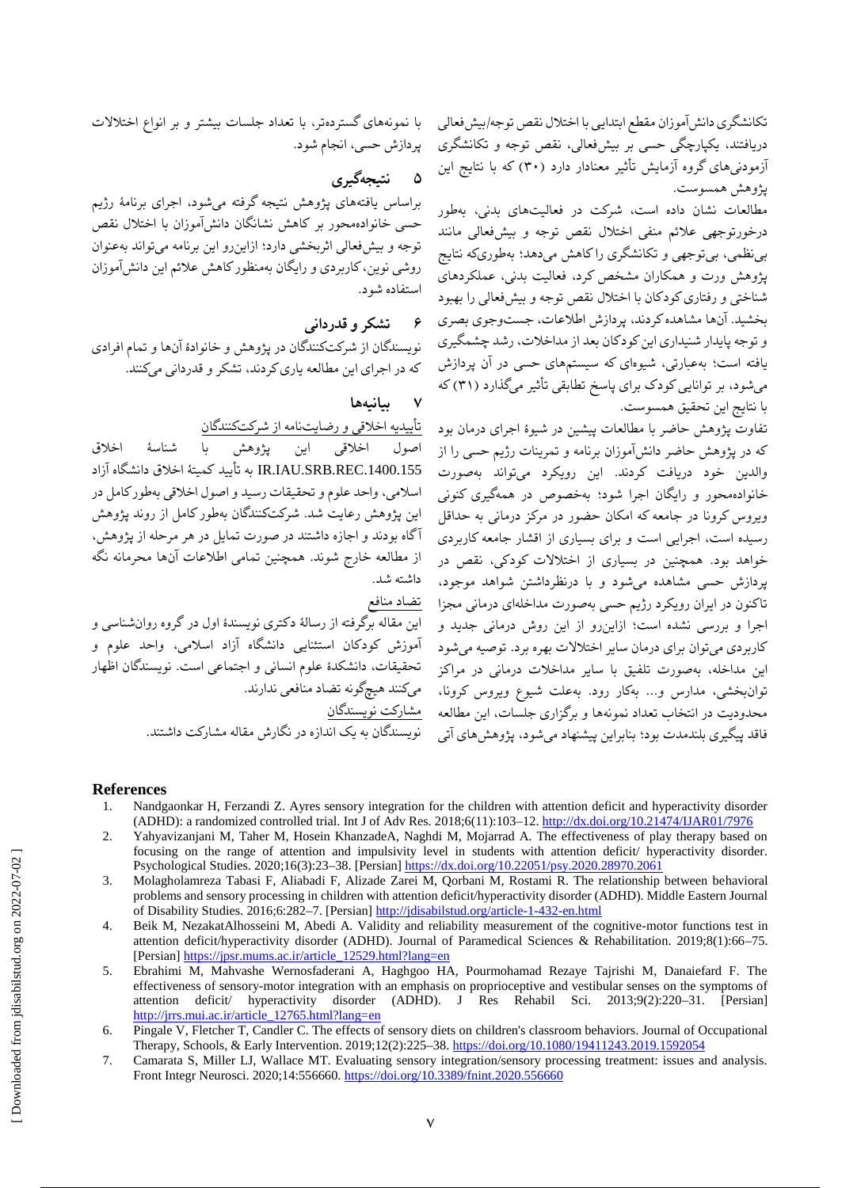تکانشگری دانش‌آموزان مقطع ابتدایی با اختلال نقص توجه/بیش‌فعالی دریافتند، یکپارچگی حسی بر بیش‌فعالی، نقص توجه و تکانشگری آزمودنی‌های گروه آزمایش تأثیر معنادار دارد (۳۰) که با نتایج این پژوهش همسوست.

مطالعات نشان داده است، شرکت در فعالیت‌های بدنی، به‌طور درخورتوجهی علائم منفی اختلال نقص توجه و بیش‌فعالی مانند بی‌نظمی، بی‌توجهی و تکانشگری را کاهش می‌دهد؛ به‌طوری‌که نتایج پژوهش ورت و همکاران مشخص کرد، فعالیت بدنی، عملکردهای شناختی و رفتاری کودکان با اختلال نقص توجه و بیش‌فعالی را بهبود بخشید. آن‌ها مشاهده کردند، پردازش اطلاعات، جست‌وجوی بصری و توجه پایدار شنیداری این کودکان بعد از مداخلات، رشد چشمگیری یافته است؛ به‌عبارتی، شیوه‌ای که سیستم‌های حسی در آن پردازش می‌شود، بر توانایی کودک برای پاسخ تطابقی تأثیر می‌گذارد (۳۱) که با نتایج این تحقیق همسوست.

تفاوت پژوهش حاضر با مطالعات پیشین در شیوهٔ اجرای درمان بود که در پژوهش حاضر دانش‌آموزان برنامه و تمرینات رژیم حسی را از والدین خود دریافت کردند. این رویکرد می‌تواند به‌صورت خانواده‌محور و رایگان اجرا شود؛ به‌خصوص در همه‌گیری کنونی ویروس کرونا در جامعه که امکان حضور در مرکز درمانی به حداقل رسیده است، اجرایی است و برای بسیاری از اقشار جامعه کاربردی خواهد بود. همچنین در بسیاری از اختلالات کودکی، نقص در پردازش حسی مشاهده می‌شود و با درنظرداشتن شواهد موجود، تاکنون در ایران رویکرد رژیم حسی به‌صورت مداخله‌ای درمانی مجزا اجرا و بررسی نشده است؛ ازاین‌رو از این روش درمانی جدید و کاربردی می‌توان برای درمان سایر اختلالات بهره برد. توصیه می‌شود این مداخله، به‌صورت تلفیق با سایر مداخلات درمانی در مراکز توان‌بخشی، مدارس و... به‌کار رود. به‌علت شیوع ویروس کرونا، محدودیت در انتخاب تعداد نمونه‌ها و برگزاری جلسات، این مطالعه فاقد پیگیری بلندمدت بود؛ بنابراین پیشنهاد می‌شود، پژوهش‌های آتی با نمونه‌های گسترده‌تر، با تعداد جلسات بیشتر و بر انواع اختلالات پردازش حسی، انجام شود.

## ۵ نتیجه‌گیری

براساس یافته‌های پژوهش نتیجه گرفته می‌شود، اجرای برنامهٔ رژیم حسی خانواده‌محور بر کاهش نشانگان دانش‌آموزان با اختلال نقص توجه و بیش‌فعالی اثربخشی دارد؛ ازاین‌رو این برنامه می‌تواند به‌عنوان روشی نوین، کاربردی و رایگان به‌منظور کاهش علائم این دانش‌آموزان استفاده شود.

## ۶ تشکر و قدردانی

نویسندگان از شرکت‌کنندگان در پژوهش و خانوادهٔ آن‌ها و تمام افرادی که در اجرای این مطالعه یاری کردند، تشکر و قدردانی می‌کنند.

## ۷ بیانیه‌ها

تأییدیه اخلاقی و رضایت‌نامه از شرکت‌کنندگان

اصول اخلاقی این پژوهش با شناسهٔ اخلاق IR.IAU.SRB.REC.1400.155 به تأیید کمیتهٔ اخلاق دانشگاه آزاد اسلامی، واحد علوم و تحقیقات رسید و اصول اخلاقی به‌طورکامل در این پژوهش رعایت شد. شرکت‌کنندگان به‌طور کامل از روند پژوهش آگاه بودند و اجازه داشتند در صورت تمایل در هر مرحله از پژوهش، از مطالعه خارج شوند. همچنین تمامی اطلاعات آن‌ها محرمانه نگه داشته شد.

تضاد منافع

این مقاله برگرفته از رسالهٔ دکتری نویسندهٔ اول در گروه روان‌شناسی و آموزش کودکان استثنایی دانشگاه آزاد اسلامی، واحد علوم و تحقیقات، دانشکدهٔ علوم انسانی و اجتماعی است. نویسندگان اظهار می‌کنند هیچ‌گونه تضاد منافعی ندارند.

مشارکت نویسندگان

نویسندگان به یک اندازه در نگارش مقاله مشارکت داشتند.

## References

1. Nandgaonkar H, Ferzandi Z. Ayres sensory integration for the children with attention deficit and hyperactivity disorder (ADHD): a randomized controlled trial. Int J of Adv Res. 2018;6(11):103–12. http://dx.doi.org/10.21474/IJAR01/7976
2. Yahyavizanjani M, Taher M, Hosein KhanzadeA, Naghdi M, Mojarrad A. The effectiveness of play therapy based on focusing on the range of attention and impulsivity level in students with attention deficit/ hyperactivity disorder. Psychological Studies. 2020;16(3):23–38. [Persian] https://dx.doi.org/10.22051/psy.2020.28970.2061
3. Molagholamreza Tabasi F, Aliabadi F, Alizade Zarei M, Qorbani M, Rostami R. The relationship between behavioral problems and sensory processing in children with attention deficit/hyperactivity disorder (ADHD). Middle Eastern Journal of Disability Studies. 2016;6:282–7. [Persian] http://jdisabilstud.org/article-1-432-en.html
4. Beik M, NezakatAlhosseini M, Abedi A. Validity and reliability measurement of the cognitive-motor functions test in attention deficit/hyperactivity disorder (ADHD). Journal of Paramedical Sciences & Rehabilitation. 2019;8(1):66–75. [Persian] https://jpsr.mums.ac.ir/article_12529.html?lang=en
5. Ebrahimi M, Mahvashe Wernosfaderani A, Haghgoo HA, Pourmohamad Rezaye Tajrishi M, Danaiefard F. The effectiveness of sensory-motor integration with an emphasis on proprioceptive and vestibular senses on the symptoms of attention deficit/ hyperactivity disorder (ADHD). J Res Rehabil Sci. 2013;9(2):220–31. [Persian] http://jrrs.mui.ac.ir/article_12765.html?lang=en
6. Pingale V, Fletcher T, Candler C. The effects of sensory diets on children's classroom behaviors. Journal of Occupational Therapy, Schools, & Early Intervention. 2019;12(2):225–38. https://doi.org/10.1080/19411243.2019.1592054
7. Camarata S, Miller LJ, Wallace MT. Evaluating sensory integration/sensory processing treatment: issues and analysis. Front Integr Neurosci. 2020;14:556660. https://doi.org/10.3389/fnint.2020.556660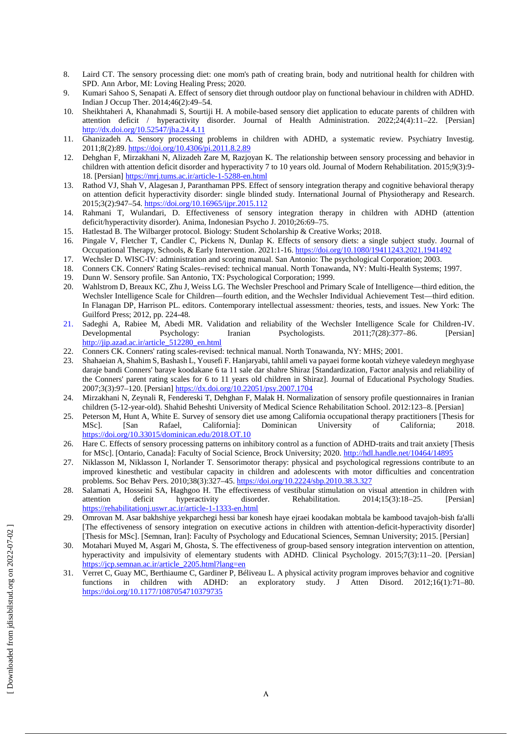8. Laird CT. The sensory processing diet: one mom's path of creating brain, body and nutritional health for children with SPD. Ann Arbor, MI: Loving Healing Press; 2020.
9. Kumari Sahoo S, Senapati A. Effect of sensory diet through outdoor play on functional behaviour in children with ADHD. Indian J Occup Ther. 2014;46(2):49–54.
10. Sheikhtaheri A, Khanahmadi S, Sourtiji H. A mobile-based sensory diet application to educate parents of children with attention deficit / hyperactivity disorder. Journal of Health Administration. 2022;24(4):11–22. [Persian] http://dx.doi.org/10.52547/jha.24.4.11
11. Ghanizadeh A. Sensory processing problems in children with ADHD, a systematic review. Psychiatry Investig. 2011;8(2):89. https://doi.org/10.4306/pi.2011.8.2.89
12. Dehghan F, Mirzakhani N, Alizadeh Zare M, Razjoyan K. The relationship between sensory processing and behavior in children with attention deficit disorder and hyperactivity 7 to 10 years old. Journal of Modern Rehabilitation. 2015;9(3):9-18. [Persian] https://mrj.tums.ac.ir/article-1-5288-en.html
13. Rathod VJ, Shah V, Alagesan J, Paranthaman PPS. Effect of sensory integration therapy and cognitive behavioral therapy on attention deficit hyperactivity disorder: single blinded study. International Journal of Physiotherapy and Research. 2015;3(2):947–54. https://doi.org/10.16965/ijpr.2015.112
14. Rahmani T, Wulandari, D. Effectiveness of sensory integration therapy in children with ADHD (attention deficit/hyperactivity disorder). Anima, Indonesian Psycho J. 2010;26:69–75.
15. Hatlestad B. The Wilbarger protocol. Biology: Student Scholarship & Creative Works; 2018.
16. Pingale V, Fletcher T, Candler C, Pickens N, Dunlap K. Effects of sensory diets: a single subject study. Journal of Occupational Therapy, Schools, & Early Intervention. 2021:1-16. https://doi.org/10.1080/19411243.2021.1941492
17. Wechsler D. WISC-IV: administration and scoring manual. San Antonio: The psychological Corporation; 2003.
18. Conners CK. Conners' Rating Scales–revised: technical manual. North Tonawanda, NY: Multi-Health Systems; 1997.
19. Dunn W. Sensory profile. San Antonio, TX: Psychological Corporation; 1999.
20. Wahlstrom D, Breaux KC, Zhu J, Weiss LG. The Wechsler Preschool and Primary Scale of Intelligence—third edition, the Wechsler Intelligence Scale for Children—fourth edition, and the Wechsler Individual Achievement Test—third edition. In Flanagan DP, Harrison PL. editors. Contemporary intellectual assessment*:* theories, tests, and issues. New York: The Guilford Press; 2012, pp. 224-48.
21. Sadeghi A, Rabiee M, Abedi MR. Validation and reliability of the Wechsler Intelligence Scale for Children-IV. Developmental Psychology: Iranian Psychologists. 2011;7(28):377–86. [Persian] http://jip.azad.ac.ir/article_512280_en.html
22. Conners CK. Conners' rating scales-revised: technical manual. North Tonawanda, NY: MHS; 2001.
23. Shahaeian A, Shahim S, Bashash L, Yousefi F. Hanjaryabi, tahlil ameli va payaei forme kootah vizheye valedeyn meghyase daraje bandi Conners' baraye koodakane 6 ta 11 sale dar shahre Shiraz [Standardization, Factor analysis and reliability of the Conners' parent rating scales for 6 to 11 years old children in Shiraz]. Journal of Educational Psychology Studies. 2007;3(3):97–120. [Persian] https://dx.doi.org/10.22051/psy.2007.1704
24. Mirzakhani N, Zeynali R, Fendereski T, Dehghan F, Malak H. Normalization of sensory profile questionnaires in Iranian children (5-12-year-old). Shahid Beheshti University of Medical Science Rehabilitation School. 2012:123–8. [Persian]
25. Peterson M, Hunt A, White E. Survey of sensory diet use among California occupational therapy practitioners [Thesis for MSc]. [San Rafael, California]: Dominican University of California; 2018. https://doi.org/10.33015/dominican.edu/2018.OT.10
26. Hare C. Effects of sensory processing patterns on inhibitory control as a function of ADHD-traits and trait anxiety [Thesis for MSc]. [Ontario, Canada]: Faculty of Social Science, Brock University; 2020. http://hdl.handle.net/10464/14895
27. Niklasson M, Niklasson I, Norlander T. Sensorimotor therapy: physical and psychological regressions contribute to an improved kinesthetic and vestibular capacity in children and adolescents with motor difficulties and concentration problems. Soc Behav Pers. 2010;38(3):327–45. https://doi.org/10.2224/sbp.2010.38.3.327
28. Salamati A, Hosseini SA, Haghgoo H. The effectiveness of vestibular stimulation on visual attention in children with attention deficit hyperactivity disorder. Rehabilitation. 2014;15(3):18–25. [Persian] https://rehabilitationj.uswr.ac.ir/article-1-1333-en.html
29. Omrovan M. Asar bakhshiye yekparchegi hessi bar konesh haye ejraei koodakan mobtala be kambood tavajoh-bish fa'alli [The effectiveness of sensory integration on executive actions in children with attention-deficit-hyperactivity disorder] [Thesis for MSc]. [Semnan, Iran]: Faculty of Psychology and Educational Sciences, Semnan University; 2015. [Persian]
30. Motahari Muyed M, Asgari M, Ghosta, S. The effectiveness of group-based sensory integration intervention on attention, hyperactivity and impulsivity of elementary students with ADHD. Clinical Psychology. 2015;7(3):11–20. [Persian] https://jcp.semnan.ac.ir/article_2205.html?lang=en
31. Verret C, Guay MC, Berthiaume C, Gardiner P, Béliveau L. A physical activity program improves behavior and cognitive functions in children with ADHD: an exploratory study. J Atten Disord. 2012;16(1):71–80. https://doi.org/10.1177/1087054710379735